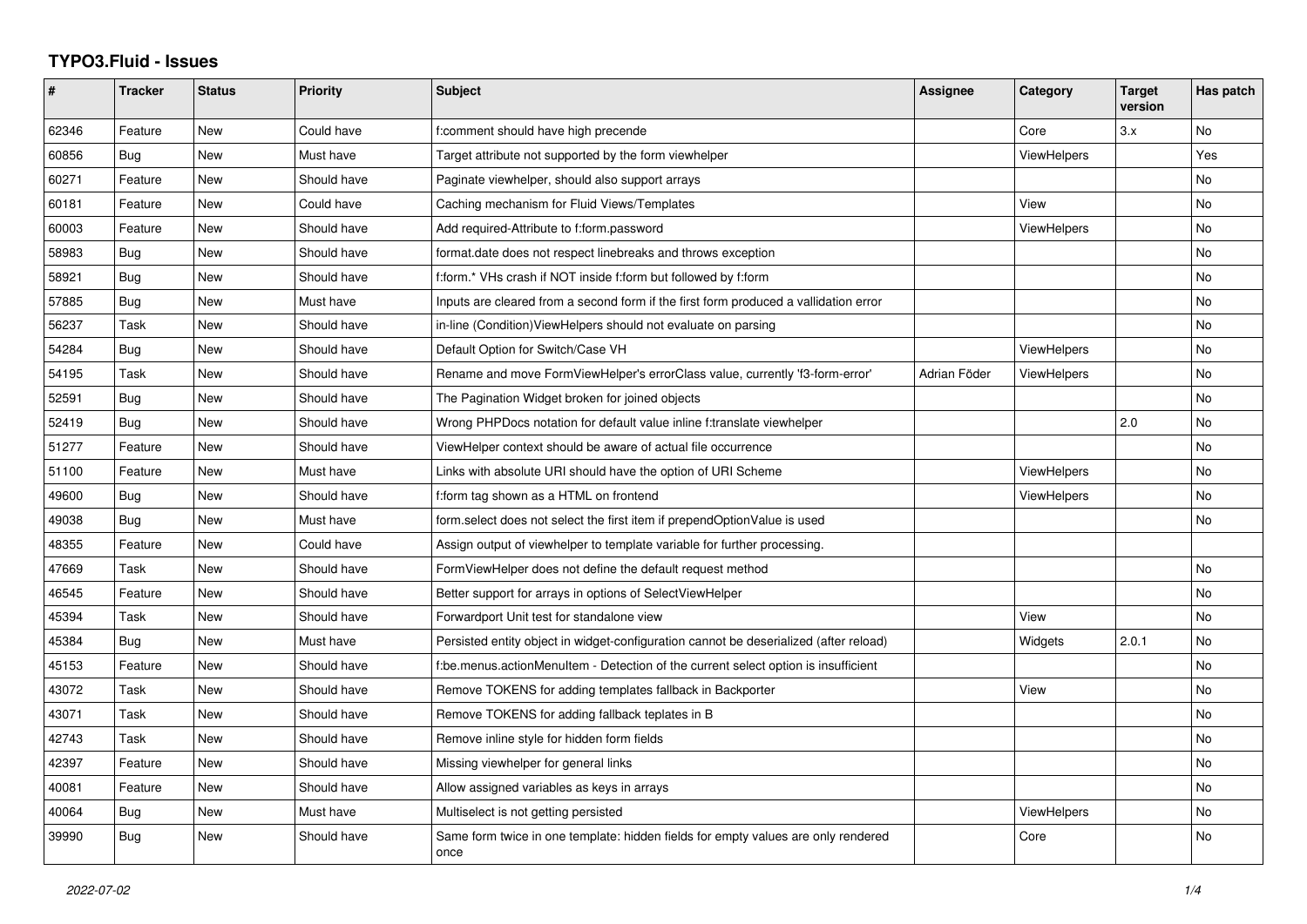# TYPO3.Fluid - Issues

| # | Tracker | Status | Priority | Subject | Assignee | Category | Target version | Has patch |
|---|---|---|---|---|---|---|---|---|
| 62346 | Feature | New | Could have | f:comment should have high precende | | Core | 3.x | No |
| 60856 | Bug | New | Must have | Target attribute not supported by the form viewhelper | | ViewHelpers | | Yes |
| 60271 | Feature | New | Should have | Paginate viewhelper, should also support arrays | | | | No |
| 60181 | Feature | New | Could have | Caching mechanism for Fluid Views/Templates | | View | | No |
| 60003 | Feature | New | Should have | Add required-Attribute to f:form.password | | ViewHelpers | | No |
| 58983 | Bug | New | Should have | format.date does not respect linebreaks and throws exception | | | | No |
| 58921 | Bug | New | Should have | f:form.* VHs crash if NOT inside f:form but followed by f:form | | | | No |
| 57885 | Bug | New | Must have | Inputs are cleared from a second form if the first form produced a vallidation error | | | | No |
| 56237 | Task | New | Should have | in-line (Condition)ViewHelpers should not evaluate on parsing | | | | No |
| 54284 | Bug | New | Should have | Default Option for Switch/Case VH | | ViewHelpers | | No |
| 54195 | Task | New | Should have | Rename and move FormViewHelper's errorClass value, currently 'f3-form-error' | Adrian Föder | ViewHelpers | | No |
| 52591 | Bug | New | Should have | The Pagination Widget broken for joined objects | | | | No |
| 52419 | Bug | New | Should have | Wrong PHPDocs notation for default value inline f:translate viewhelper | | | 2.0 | No |
| 51277 | Feature | New | Should have | ViewHelper context should be aware of actual file occurrence | | | | No |
| 51100 | Feature | New | Must have | Links with absolute URI should have the option of URI Scheme | | ViewHelpers | | No |
| 49600 | Bug | New | Should have | f:form tag shown as a HTML on frontend | | ViewHelpers | | No |
| 49038 | Bug | New | Must have | form.select does not select the first item if prependOptionValue is used | | | | No |
| 48355 | Feature | New | Could have | Assign output of viewhelper to template variable for further processing. | | | | |
| 47669 | Task | New | Should have | FormViewHelper does not define the default request method | | | | No |
| 46545 | Feature | New | Should have | Better support for arrays in options of SelectViewHelper | | | | No |
| 45394 | Task | New | Should have | Forwardport Unit test for standalone view | | View | | No |
| 45384 | Bug | New | Must have | Persisted entity object in widget-configuration cannot be deserialized (after reload) | | Widgets | 2.0.1 | No |
| 45153 | Feature | New | Should have | f:be.menus.actionMenuItem - Detection of the current select option is insufficient | | | | No |
| 43072 | Task | New | Should have | Remove TOKENS for adding templates fallback in Backporter | | View | | No |
| 43071 | Task | New | Should have | Remove TOKENS for adding fallback teplates in B | | | | No |
| 42743 | Task | New | Should have | Remove inline style for hidden form fields | | | | No |
| 42397 | Feature | New | Should have | Missing viewhelper for general links | | | | No |
| 40081 | Feature | New | Should have | Allow assigned variables as keys in arrays | | | | No |
| 40064 | Bug | New | Must have | Multiselect is not getting persisted | | ViewHelpers | | No |
| 39990 | Bug | New | Should have | Same form twice in one template: hidden fields for empty values are only rendered once | | Core | | No |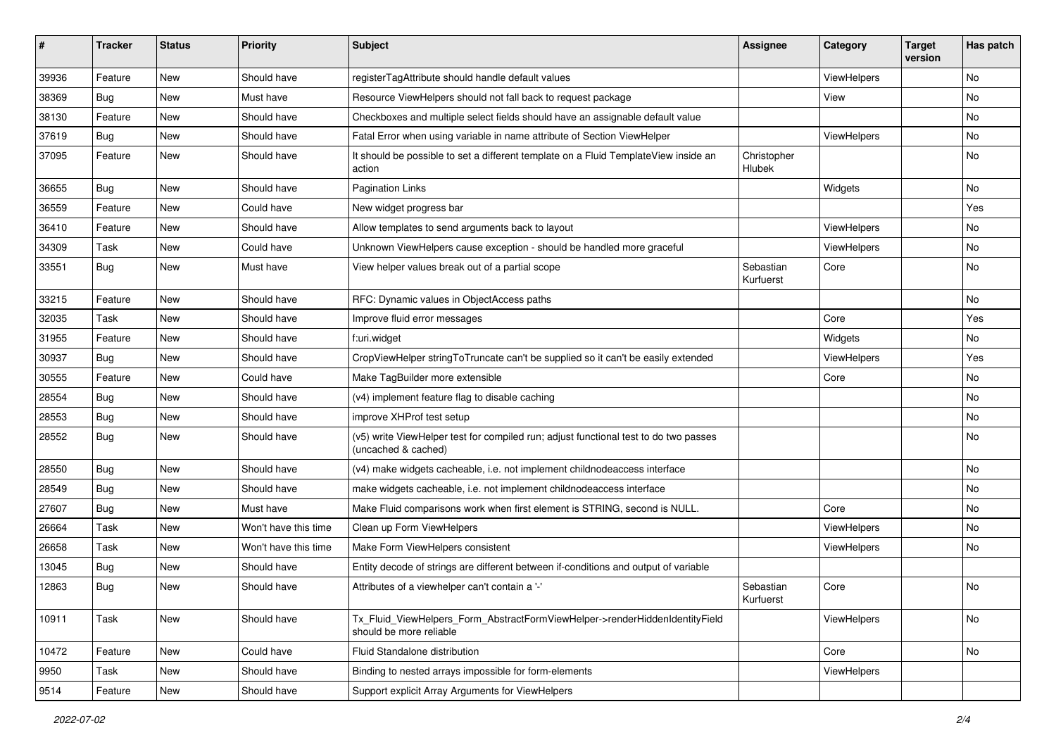| # | Tracker | Status | Priority | Subject | Assignee | Category | Target version | Has patch |
|---|---|---|---|---|---|---|---|---|
| 39936 | Feature | New | Should have | registerTagAttribute should handle default values | | ViewHelpers | | No |
| 38369 | Bug | New | Must have | Resource ViewHelpers should not fall back to request package | | View | | No |
| 38130 | Feature | New | Should have | Checkboxes and multiple select fields should have an assignable default value | | | | No |
| 37619 | Bug | New | Should have | Fatal Error when using variable in name attribute of Section ViewHelper | | ViewHelpers | | No |
| 37095 | Feature | New | Should have | It should be possible to set a different template on a Fluid TemplateView inside an action | Christopher Hlubek | | | No |
| 36655 | Bug | New | Should have | Pagination Links | | Widgets | | No |
| 36559 | Feature | New | Could have | New widget progress bar | | | | Yes |
| 36410 | Feature | New | Should have | Allow templates to send arguments back to layout | | ViewHelpers | | No |
| 34309 | Task | New | Could have | Unknown ViewHelpers cause exception - should be handled more graceful | | ViewHelpers | | No |
| 33551 | Bug | New | Must have | View helper values break out of a partial scope | Sebastian Kurfuerst | Core | | No |
| 33215 | Feature | New | Should have | RFC: Dynamic values in ObjectAccess paths | | | | No |
| 32035 | Task | New | Should have | Improve fluid error messages | | Core | | Yes |
| 31955 | Feature | New | Should have | f:uri.widget | | Widgets | | No |
| 30937 | Bug | New | Should have | CropViewHelper stringToTruncate can't be supplied so it can't be easily extended | | ViewHelpers | | Yes |
| 30555 | Feature | New | Could have | Make TagBuilder more extensible | | Core | | No |
| 28554 | Bug | New | Should have | (v4) implement feature flag to disable caching | | | | No |
| 28553 | Bug | New | Should have | improve XHProf test setup | | | | No |
| 28552 | Bug | New | Should have | (v5) write ViewHelper test for compiled run; adjust functional test to do two passes (uncached & cached) | | | | No |
| 28550 | Bug | New | Should have | (v4) make widgets cacheable, i.e. not implement childnodeaccess interface | | | | No |
| 28549 | Bug | New | Should have | make widgets cacheable, i.e. not implement childnodeaccess interface | | | | No |
| 27607 | Bug | New | Must have | Make Fluid comparisons work when first element is STRING, second is NULL. | | Core | | No |
| 26664 | Task | New | Won't have this time | Clean up Form ViewHelpers | | ViewHelpers | | No |
| 26658 | Task | New | Won't have this time | Make Form ViewHelpers consistent | | ViewHelpers | | No |
| 13045 | Bug | New | Should have | Entity decode of strings are different between if-conditions and output of variable | | | | |
| 12863 | Bug | New | Should have | Attributes of a viewhelper can't contain a '-' | Sebastian Kurfuerst | Core | | No |
| 10911 | Task | New | Should have | Tx_Fluid_ViewHelpers_Form_AbstractFormViewHelper->renderHiddenIdentityField should be more reliable | | ViewHelpers | | No |
| 10472 | Feature | New | Could have | Fluid Standalone distribution | | Core | | No |
| 9950 | Task | New | Should have | Binding to nested arrays impossible for form-elements | | ViewHelpers | | |
| 9514 | Feature | New | Should have | Support explicit Array Arguments for ViewHelpers | | | | |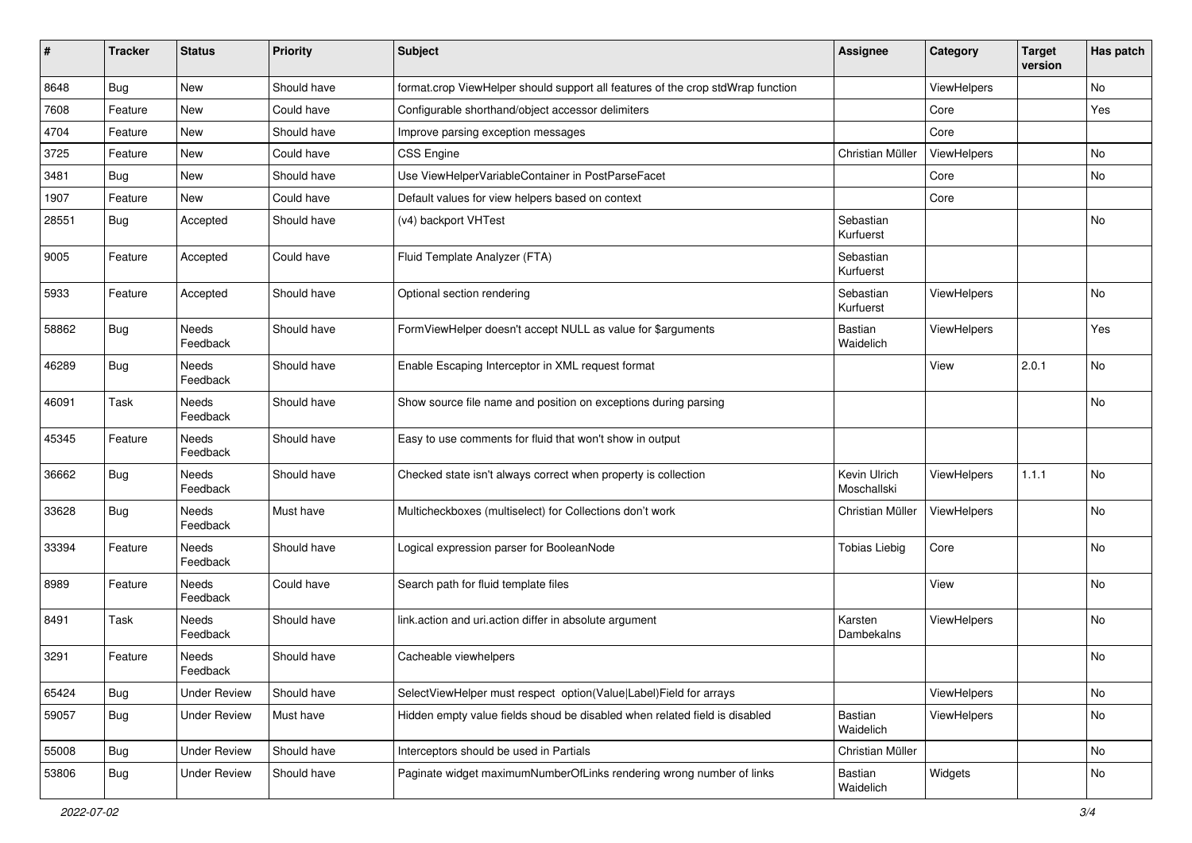| # | Tracker | Status | Priority | Subject | Assignee | Category | Target version | Has patch |
|---|---|---|---|---|---|---|---|---|
| 8648 | Bug | New | Should have | format.crop ViewHelper should support all features of the crop stdWrap function | | ViewHelpers | | No |
| 7608 | Feature | New | Could have | Configurable shorthand/object accessor delimiters | | Core | | Yes |
| 4704 | Feature | New | Should have | Improve parsing exception messages | | Core | | |
| 3725 | Feature | New | Could have | CSS Engine | Christian Müller | ViewHelpers | | No |
| 3481 | Bug | New | Should have | Use ViewHelperVariableContainer in PostParseFacet | | Core | | No |
| 1907 | Feature | New | Could have | Default values for view helpers based on context | | Core | | |
| 28551 | Bug | Accepted | Should have | (v4) backport VHTest | Sebastian Kurfuerst | | | No |
| 9005 | Feature | Accepted | Could have | Fluid Template Analyzer (FTA) | Sebastian Kurfuerst | | | |
| 5933 | Feature | Accepted | Should have | Optional section rendering | Sebastian Kurfuerst | ViewHelpers | | No |
| 58862 | Bug | Needs Feedback | Should have | FormViewHelper doesn't accept NULL as value for $arguments | Bastian Waidelich | ViewHelpers | | Yes |
| 46289 | Bug | Needs Feedback | Should have | Enable Escaping Interceptor in XML request format | | View | 2.0.1 | No |
| 46091 | Task | Needs Feedback | Should have | Show source file name and position on exceptions during parsing | | | | No |
| 45345 | Feature | Needs Feedback | Should have | Easy to use comments for fluid that won't show in output | | | | |
| 36662 | Bug | Needs Feedback | Should have | Checked state isn't always correct when property is collection | Kevin Ulrich Moschallski | ViewHelpers | 1.1.1 | No |
| 33628 | Bug | Needs Feedback | Must have | Multicheckboxes (multiselect) for Collections don't work | Christian Müller | ViewHelpers | | No |
| 33394 | Feature | Needs Feedback | Should have | Logical expression parser for BooleanNode | Tobias Liebig | Core | | No |
| 8989 | Feature | Needs Feedback | Could have | Search path for fluid template files | | View | | No |
| 8491 | Task | Needs Feedback | Should have | link.action and uri.action differ in absolute argument | Karsten Dambekalns | ViewHelpers | | No |
| 3291 | Feature | Needs Feedback | Should have | Cacheable viewhelpers | | | | No |
| 65424 | Bug | Under Review | Should have | SelectViewHelper must respect option(Value\|Label)Field for arrays | | ViewHelpers | | No |
| 59057 | Bug | Under Review | Must have | Hidden empty value fields shoud be disabled when related field is disabled | Bastian Waidelich | ViewHelpers | | No |
| 55008 | Bug | Under Review | Should have | Interceptors should be used in Partials | Christian Müller | | | No |
| 53806 | Bug | Under Review | Should have | Paginate widget maximumNumberOfLinks rendering wrong number of links | Bastian Waidelich | Widgets | | No |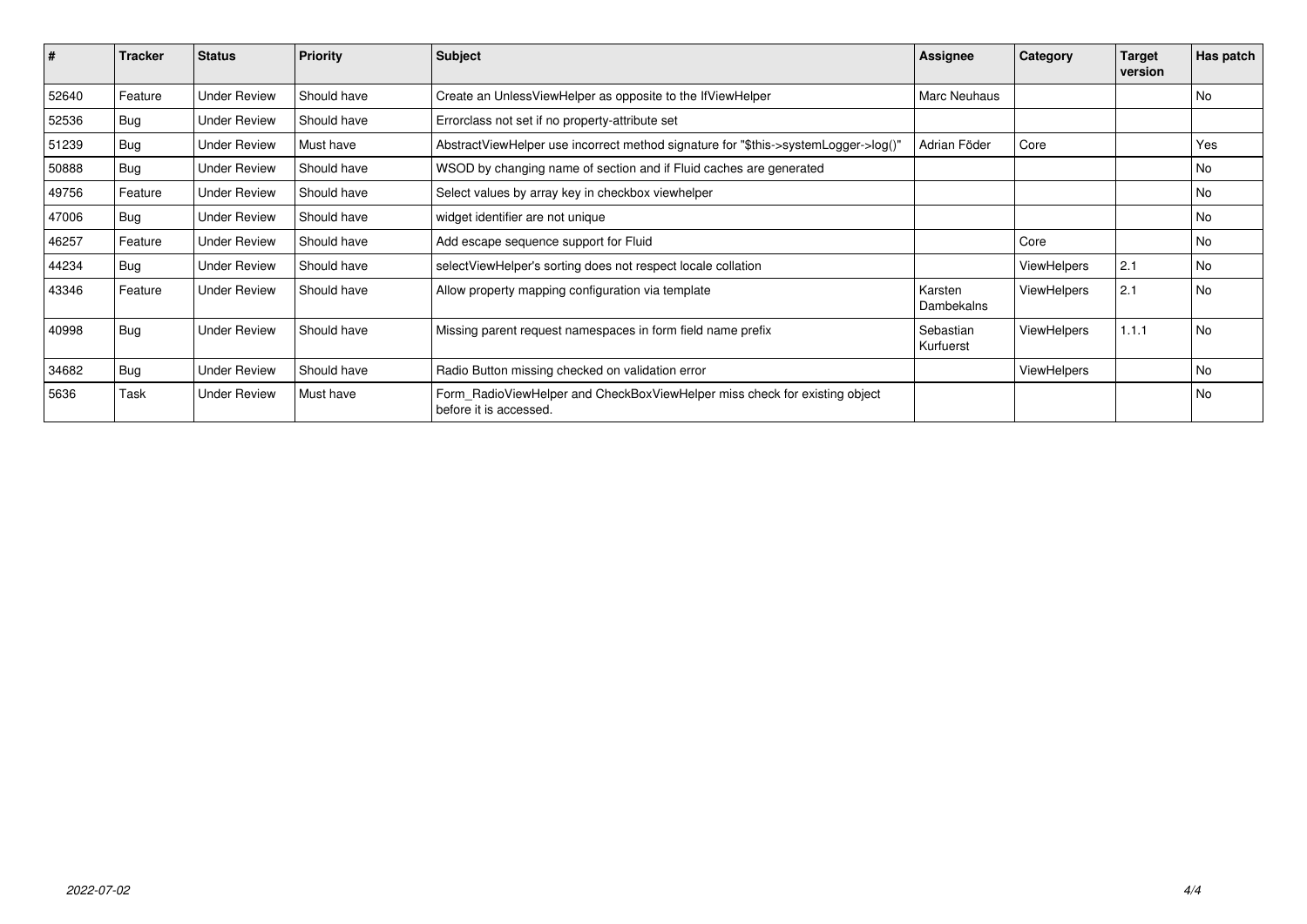| # | Tracker | Status | Priority | Subject | Assignee | Category | Target version | Has patch |
|---|---|---|---|---|---|---|---|---|
| 52640 | Feature | Under Review | Should have | Create an UnlessViewHelper as opposite to the IfViewHelper | Marc Neuhaus | | | No |
| 52536 | Bug | Under Review | Should have | Errorclass not set if no property-attribute set | | | | |
| 51239 | Bug | Under Review | Must have | AbstractViewHelper use incorrect method signature for "$this->systemLogger->log()" | Adrian Föder | Core | | Yes |
| 50888 | Bug | Under Review | Should have | WSOD by changing name of section and if Fluid caches are generated | | | | No |
| 49756 | Feature | Under Review | Should have | Select values by array key in checkbox viewhelper | | | | No |
| 47006 | Bug | Under Review | Should have | widget identifier are not unique | | | | No |
| 46257 | Feature | Under Review | Should have | Add escape sequence support for Fluid | | Core | | No |
| 44234 | Bug | Under Review | Should have | selectViewHelper's sorting does not respect locale collation | | ViewHelpers | 2.1 | No |
| 43346 | Feature | Under Review | Should have | Allow property mapping configuration via template | Karsten Dambekalns | ViewHelpers | 2.1 | No |
| 40998 | Bug | Under Review | Should have | Missing parent request namespaces in form field name prefix | Sebastian Kurfuerst | ViewHelpers | 1.1.1 | No |
| 34682 | Bug | Under Review | Should have | Radio Button missing checked on validation error | | ViewHelpers | | No |
| 5636 | Task | Under Review | Must have | Form_RadioViewHelper and CheckBoxViewHelper miss check for existing object before it is accessed. | | | | No |

*2022-07-02*